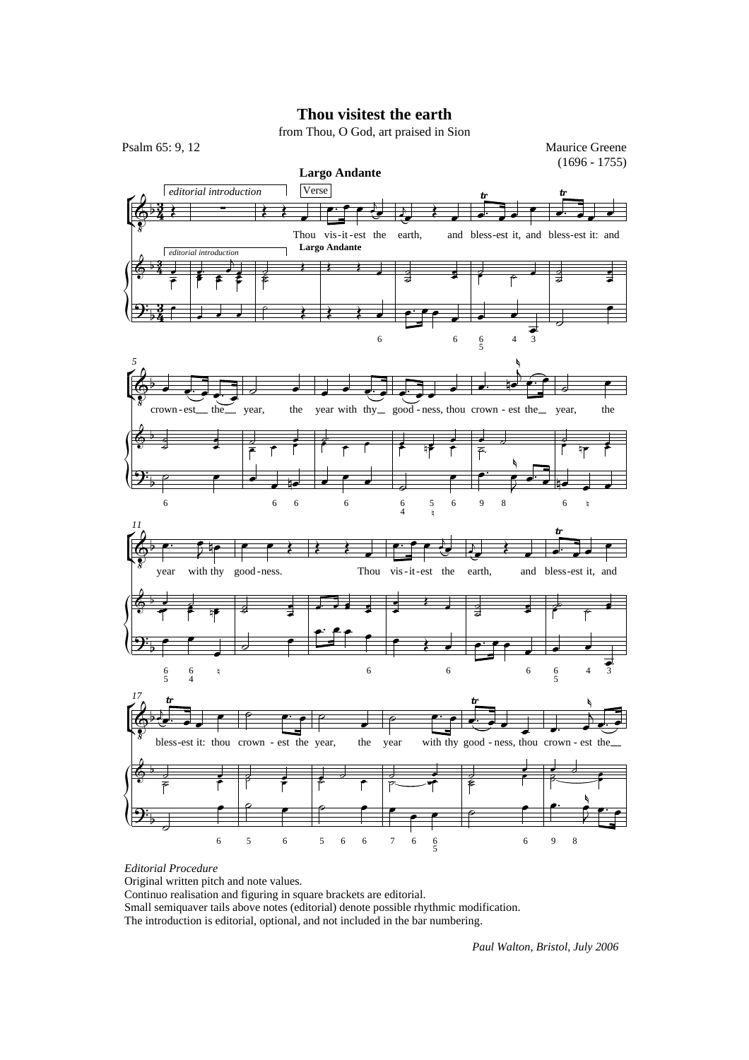# Thou visitest the earth

from Thou, O God, art praised in Sion

Psalm 65: 9, 12

Maurice Greene (1696 - 1755)

**Largo Andante**

*editorial introduction* | Verse

Thou vis-it-est the earth, and bless-est it, and bless-est it: and crown-est the year, the year with thy good-ness, thou crown-est the year, the year with thy good-ness. Thou vis-it-est the earth, and bless-est it, and bless-est it: thou crown-est the year, the year with thy good-ness, thou crown-est the

*Editorial Procedure*
Original written pitch and note values.
Continuo realisation and figuring in square brackets are editorial.
Small semiquaver tails above notes (editorial) denote possible rhythmic modification.
The introduction is editorial, optional, and not included in the bar numbering.

*Paul Walton, Bristol, July 2006*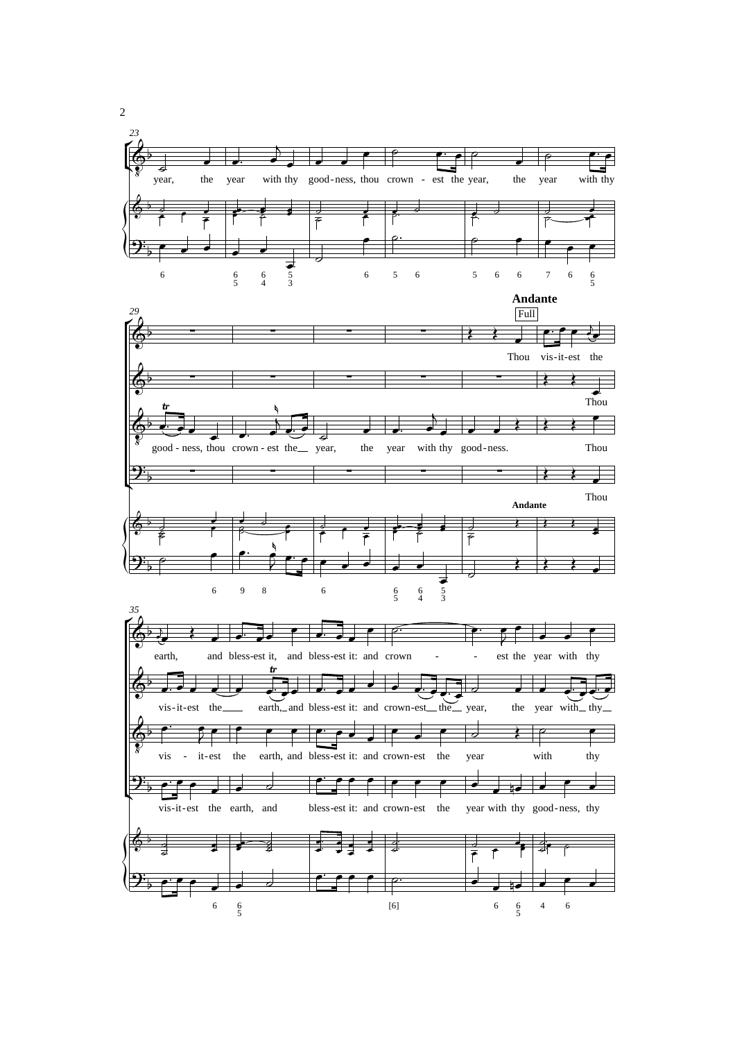**Andante**

Full

year, the year with thy good-ness, thou crown - est the year, the year with thy

good - ness, thou crown - est the year, the year with thy good-ness.

Thou vis-it-est the earth, and bless-est it, and bless-est it: and crown - - est the year with thy

Thou vis-it-est the earth, and bless-est it: and crown-est the year, the year with thy

Thou vis - it-est the earth, and bless-est it: and crown-est the year with thy

Thou vis-it-est the earth, and bless-est it: and crown-est the year with thy good-ness, thy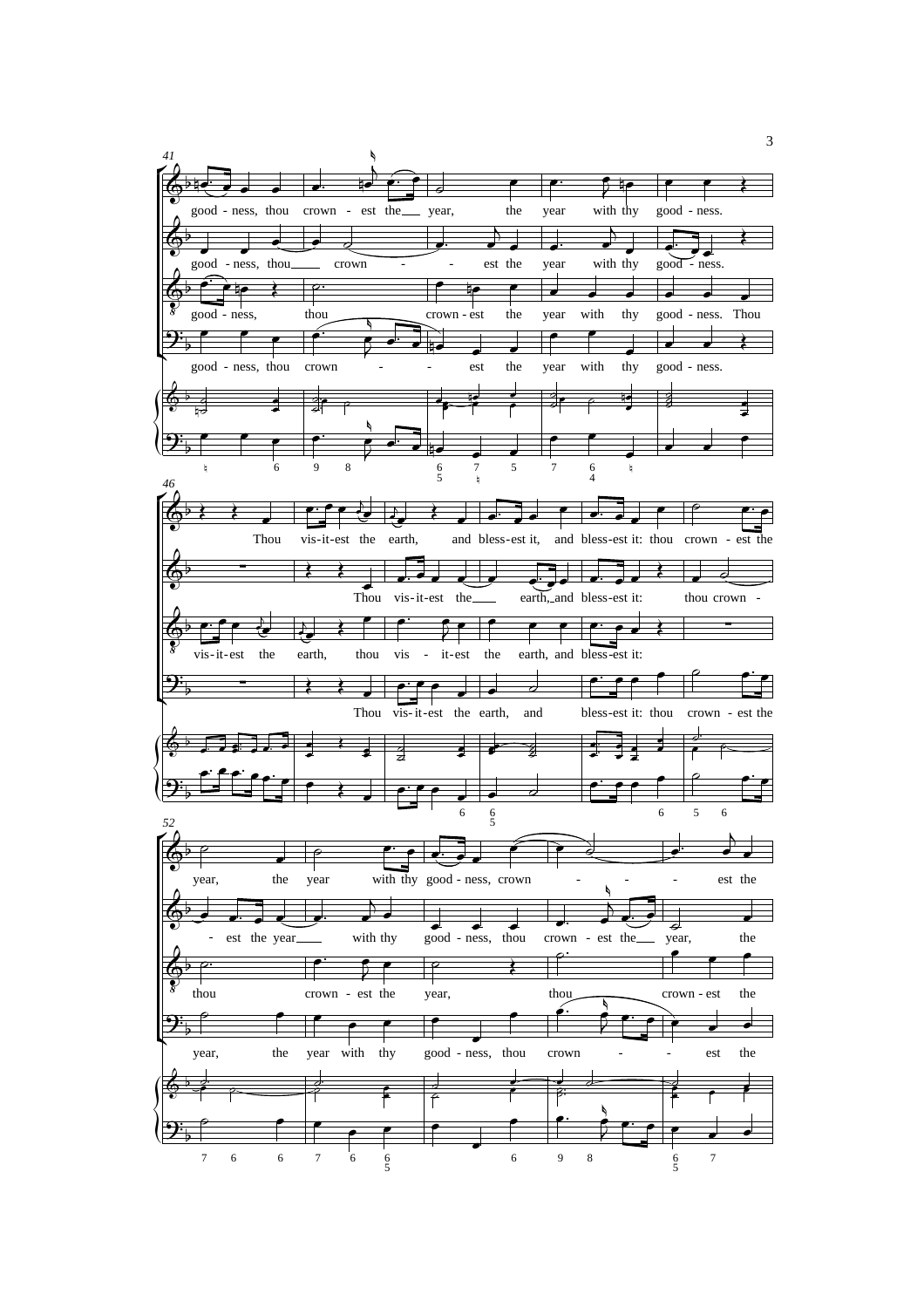41

good - ness, thou crown - est the year, the year with thy good - ness.

good - ness, thou crown - - est the year with thy good - ness.

good - ness, thou crown - est the year with thy good - ness. Thou

good - ness, thou crown - - est the year with thy good - ness.

46

Thou vis-it-est the earth, and bless-est it, and bless-est it: thou crown - est the

Thou vis-it-est the earth, and bless-est it: thou crown -

vis-it-est the earth, thou vis - it-est the earth, and bless-est it:

Thou vis-it-est the earth, and bless-est it: thou crown - est the

52

year, the year with thy good - ness, crown - - - est the

- est the year with thy good - ness, thou crown - est the year, the

thou crown - est the year, thou crown - est the

year, the year with thy good - ness, thou crown - - est the